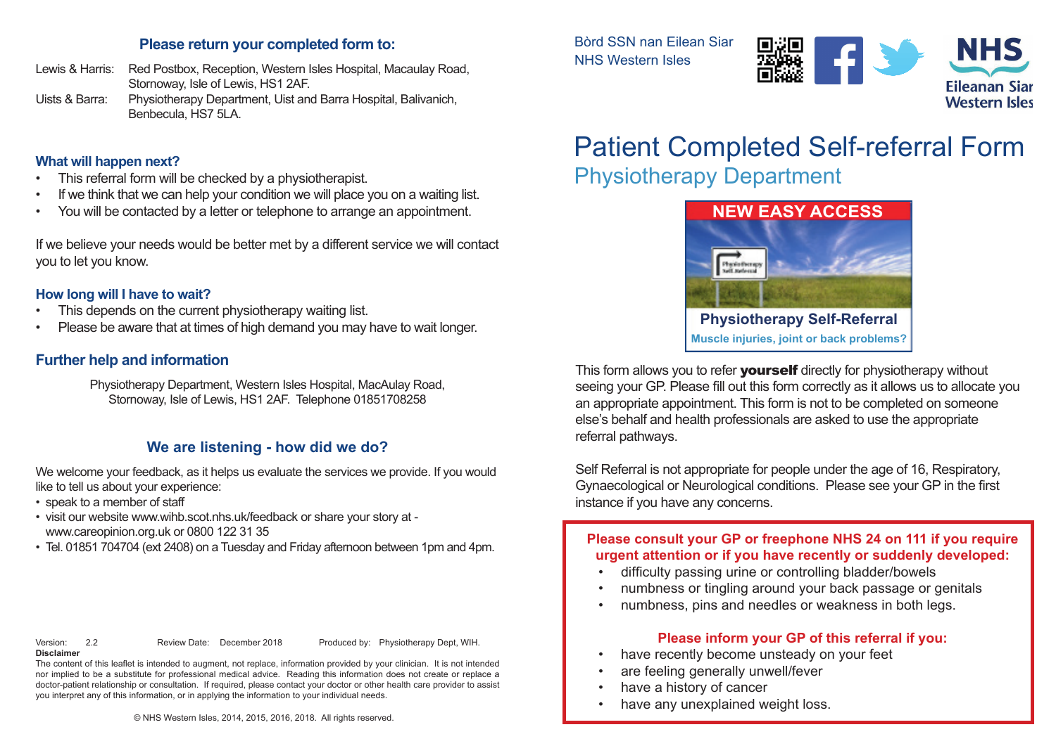Bòrd SSN nan Eilean Siar
NHS Western Isles

NHS
Eileanan Siar
Western Isles

# Patient Completed Self-referral Form

## Physiotherapy Department

**NEW EASY ACCESS**

**Physiotherapy Self-Referral**

**Muscle injuries, joint or back problems?**

This form allows you to refer **yourself** directly for physiotherapy without seeing your GP. Please fill out this form correctly as it allows us to allocate you an appropriate appointment. This form is not to be completed on someone else's behalf and health professionals are asked to use the appropriate referral pathways.

Self Referral is not appropriate for people under the age of 16, Respiratory, Gynaecological or Neurological conditions. Please see your GP in the first instance if you have any concerns.

**Please consult your GP or freephone NHS 24 on 111 if you require urgent attention or if you have recently or suddenly developed:**

- difficulty passing urine or controlling bladder/bowels
- numbness or tingling around your back passage or genitals
- numbness, pins and needles or weakness in both legs.

**Please inform your GP of this referral if you:**

- have recently become unsteady on your feet
- are feeling generally unwell/fever
- have a history of cancer
- have any unexplained weight loss.

### Please return your completed form to:

Lewis & Harris: Red Postbox, Reception, Western Isles Hospital, Macaulay Road, Stornoway, Isle of Lewis, HS1 2AF.

Uists & Barra: Physiotherapy Department, Uist and Barra Hospital, Balivanich, Benbecula, HS7 5LA.

### What will happen next?

- This referral form will be checked by a physiotherapist.
- If we think that we can help your condition we will place you on a waiting list.
- You will be contacted by a letter or telephone to arrange an appointment.

If we believe your needs would be better met by a different service we will contact you to let you know.

### How long will I have to wait?

- This depends on the current physiotherapy waiting list.
- Please be aware that at times of high demand you may have to wait longer.

### Further help and information

Physiotherapy Department, Western Isles Hospital, MacAulay Road, Stornoway, Isle of Lewis, HS1 2AF. Telephone 01851708258

### We are listening - how did we do?

We welcome your feedback, as it helps us evaluate the services we provide. If you would like to tell us about your experience:

- speak to a member of staff
- visit our website www.wihb.scot.nhs.uk/feedback or share your story at - www.careopinion.org.uk or 0800 122 31 35
- Tel. 01851 704704 (ext 2408) on a Tuesday and Friday afternoon between 1pm and 4pm.

Version: 2.2 Review Date: December 2018 Produced by: Physiotherapy Dept, WIH.

**Disclaimer**
The content of this leaflet is intended to augment, not replace, information provided by your clinician. It is not intended nor implied to be a substitute for professional medical advice. Reading this information does not create or replace a doctor-patient relationship or consultation. If required, please contact your doctor or other health care provider to assist you interpret any of this information, or in applying the information to your individual needs.

© NHS Western Isles, 2014, 2015, 2016, 2018. All rights reserved.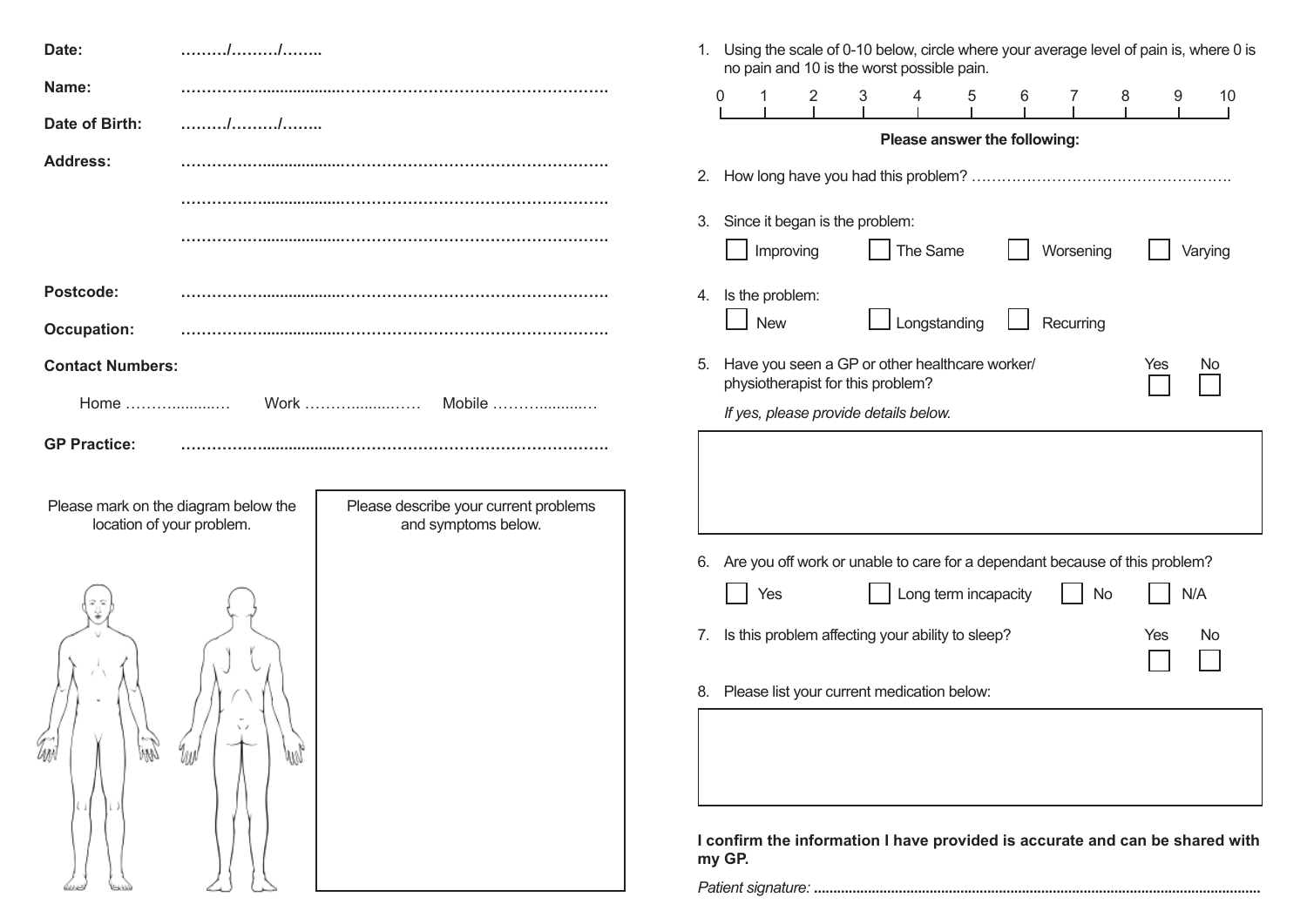**Date:** ………/………/……..

**Name:** ……………………………………………………………………………

**Date of Birth:** ………/………/……..

**Address:** ……………………………………………………………………………

……………………………………………………………………………

……………………………………………………………………………

**Postcode:** ……………………………………………………………………………

**Occupation:** ……………………………………………………………………………

**Contact Numbers:**

Home ……………… Work ……………… Mobile ………………

**GP Practice:** ……………………………………………………………………………

Please mark on the diagram below the location of your problem.

Please describe your current problems and symptoms below.

1. Using the scale of 0-10 below, circle where your average level of pain is, where 0 is no pain and 10 is the worst possible pain.

   0 1 2 3 4 5 6 7 8 9 10

**Please answer the following:**

2. How long have you had this problem? ……………………………………………

3. Since it began is the problem:

   ☐ Improving ☐ The Same ☐ Worsening ☐ Varying

4. Is the problem:

   ☐ New ☐ Longstanding ☐ Recurring

5. Have you seen a GP or other healthcare worker/ physiotherapist for this problem? Yes ☐ No ☐

   *If yes, please provide details below.*

6. Are you off work or unable to care for a dependant because of this problem?

   ☐ Yes ☐ Long term incapacity ☐ No ☐ N/A

7. Is this problem affecting your ability to sleep? Yes ☐ No ☐

8. Please list your current medication below:

**I confirm the information I have provided is accurate and can be shared with my GP.**

*Patient signature:* ……………………………………………………………………………